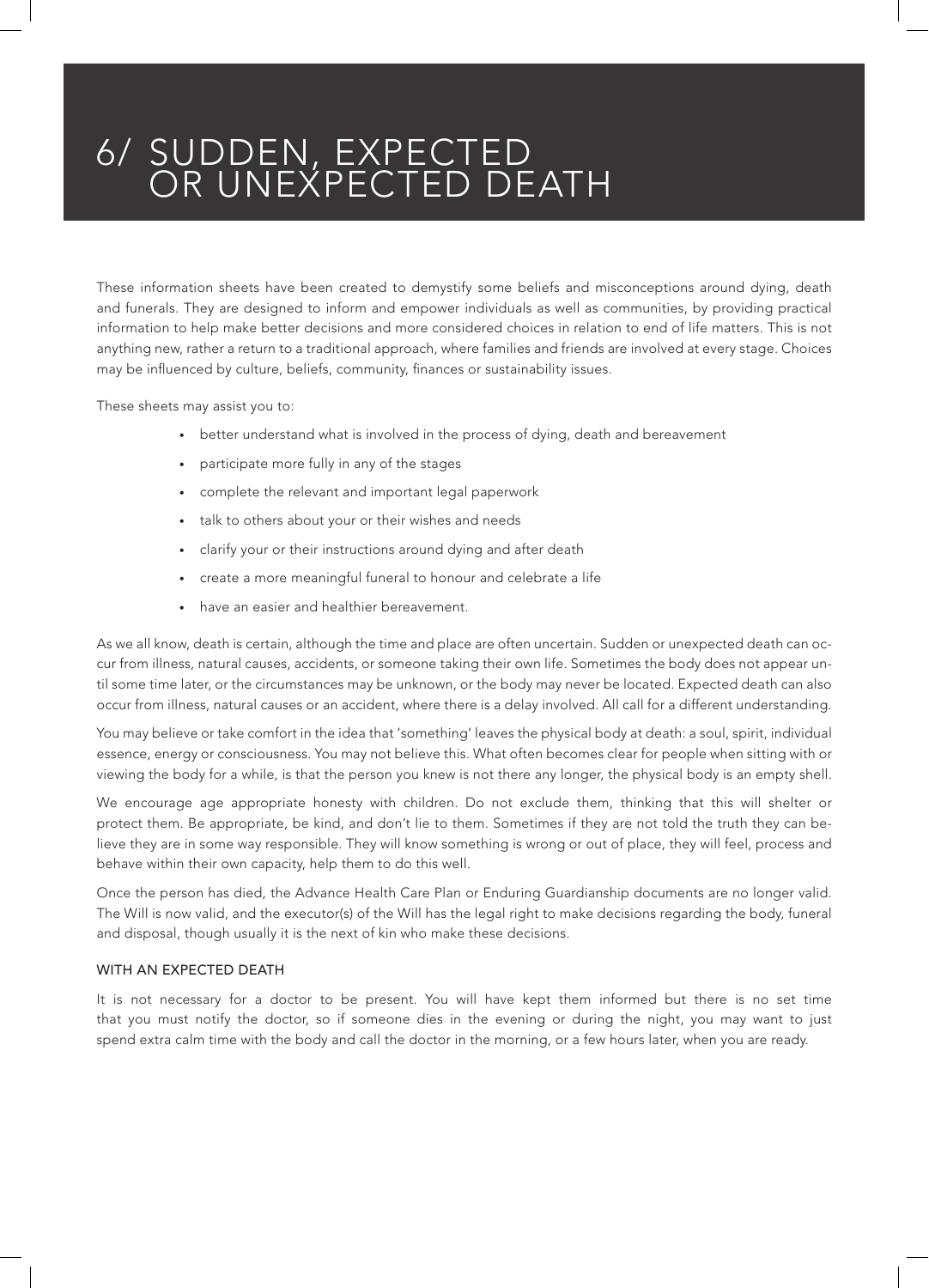# 6/ SUDDEN, EXPECTED OR UNEXPECTED DEATH

These information sheets have been created to demystify some beliefs and misconceptions around dying, death and funerals. They are designed to inform and empower individuals as well as communities, by providing practical information to help make better decisions and more considered choices in relation to end of life matters. This is not anything new, rather a return to a traditional approach, where families and friends are involved at every stage. Choices may be influenced by culture, beliefs, community, finances or sustainability issues.

These sheets may assist you to:

- better understand what is involved in the process of dying, death and bereavement
- participate more fully in any of the stages
- complete the relevant and important legal paperwork
- talk to others about your or their wishes and needs
- clarify your or their instructions around dying and after death
- create a more meaningful funeral to honour and celebrate a life
- have an easier and healthier bereavement.

As we all know, death is certain, although the time and place are often uncertain. Sudden or unexpected death can occur from illness, natural causes, accidents, or someone taking their own life. Sometimes the body does not appear until some time later, or the circumstances may be unknown, or the body may never be located. Expected death can also occur from illness, natural causes or an accident, where there is a delay involved. All call for a different understanding.

You may believe or take comfort in the idea that 'something' leaves the physical body at death: a soul, spirit, individual essence, energy or consciousness. You may not believe this. What often becomes clear for people when sitting with or viewing the body for a while, is that the person you knew is not there any longer, the physical body is an empty shell.

We encourage age appropriate honesty with children. Do not exclude them, thinking that this will shelter or protect them. Be appropriate, be kind, and don't lie to them. Sometimes if they are not told the truth they can believe they are in some way responsible. They will know something is wrong or out of place, they will feel, process and behave within their own capacity, help them to do this well.

Once the person has died, the Advance Health Care Plan or Enduring Guardianship documents are no longer valid. The Will is now valid, and the executor(s) of the Will has the legal right to make decisions regarding the body, funeral and disposal, though usually it is the next of kin who make these decisions.

## WITH AN EXPECTED DEATH

It is not necessary for a doctor to be present. You will have kept them informed but there is no set time that you must notify the doctor, so if someone dies in the evening or during the night, you may want to just spend extra calm time with the body and call the doctor in the morning, or a few hours later, when you are ready.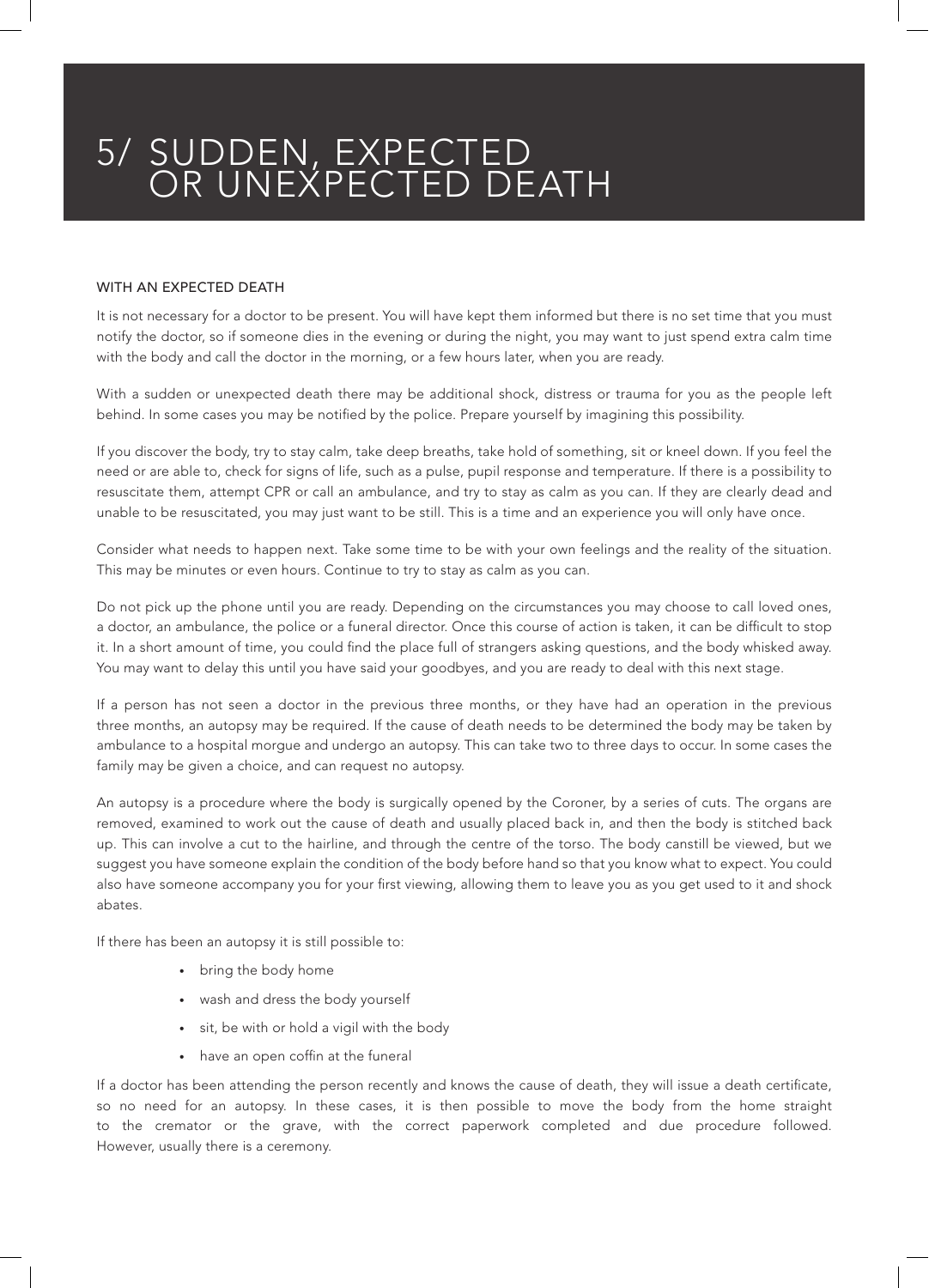# 5/ SUDDEN, EXPECTED OR UNEXPECTED DEATH

## WITH AN EXPECTED DEATH

It is not necessary for a doctor to be present. You will have kept them informed but there is no set time that you must notify the doctor, so if someone dies in the evening or during the night, you may want to just spend extra calm time with the body and call the doctor in the morning, or a few hours later, when you are ready.

With a sudden or unexpected death there may be additional shock, distress or trauma for you as the people left behind. In some cases you may be notified by the police. Prepare yourself by imagining this possibility.

If you discover the body, try to stay calm, take deep breaths, take hold of something, sit or kneel down. If you feel the need or are able to, check for signs of life, such as a pulse, pupil response and temperature. If there is a possibility to resuscitate them, attempt CPR or call an ambulance, and try to stay as calm as you can. If they are clearly dead and unable to be resuscitated, you may just want to be still. This is a time and an experience you will only have once.

Consider what needs to happen next. Take some time to be with your own feelings and the reality of the situation. This may be minutes or even hours. Continue to try to stay as calm as you can.

Do not pick up the phone until you are ready. Depending on the circumstances you may choose to call loved ones, a doctor, an ambulance, the police or a funeral director. Once this course of action is taken, it can be difficult to stop it. In a short amount of time, you could find the place full of strangers asking questions, and the body whisked away. You may want to delay this until you have said your goodbyes, and you are ready to deal with this next stage.

If a person has not seen a doctor in the previous three months, or they have had an operation in the previous three months, an autopsy may be required. If the cause of death needs to be determined the body may be taken by ambulance to a hospital morgue and undergo an autopsy. This can take two to three days to occur. In some cases the family may be given a choice, and can request no autopsy.

An autopsy is a procedure where the body is surgically opened by the Coroner, by a series of cuts. The organs are removed, examined to work out the cause of death and usually placed back in, and then the body is stitched back up. This can involve a cut to the hairline, and through the centre of the torso. The body canstill be viewed, but we suggest you have someone explain the condition of the body before hand so that you know what to expect. You could also have someone accompany you for your first viewing, allowing them to leave you as you get used to it and shock abates.

If there has been an autopsy it is still possible to:

- bring the body home
- wash and dress the body yourself
- sit, be with or hold a vigil with the body
- have an open coffin at the funeral

If a doctor has been attending the person recently and knows the cause of death, they will issue a death certificate, so no need for an autopsy. In these cases, it is then possible to move the body from the home straight to the cremator or the grave, with the correct paperwork completed and due procedure followed. However, usually there is a ceremony.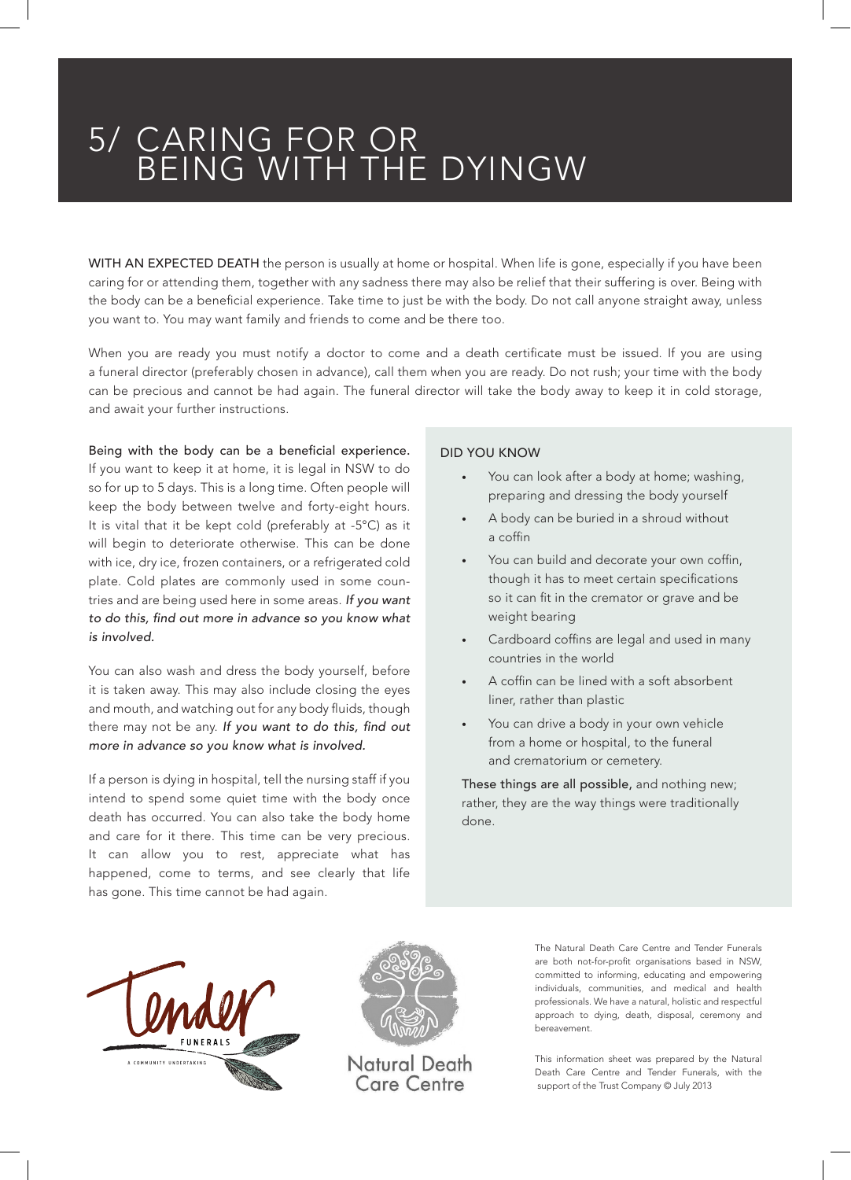# 5/ CARING FOR OR BEING WITH THE DYINGW

WITH AN EXPECTED DEATH the person is usually at home or hospital. When life is gone, especially if you have been caring for or attending them, together with any sadness there may also be relief that their suffering is over. Being with the body can be a beneficial experience. Take time to just be with the body. Do not call anyone straight away, unless you want to. You may want family and friends to come and be there too.

When you are ready you must notify a doctor to come and a death certificate must be issued. If you are using a funeral director (preferably chosen in advance), call them when you are ready. Do not rush; your time with the body can be precious and cannot be had again. The funeral director will take the body away to keep it in cold storage, and await your further instructions.

Being with the body can be a beneficial experience. If you want to keep it at home, it is legal in NSW to do so for up to 5 days. This is a long time. Often people will keep the body between twelve and forty-eight hours. It is vital that it be kept cold (preferably at -5°C) as it will begin to deteriorate otherwise. This can be done with ice, dry ice, frozen containers, or a refrigerated cold plate. Cold plates are commonly used in some countries and are being used here in some areas. *If you want to do this, find out more in advance so you know what is involved.*

You can also wash and dress the body yourself, before it is taken away. This may also include closing the eyes and mouth, and watching out for any body fluids, though there may not be any. *If you want to do this, find out more in advance so you know what is involved.*

If a person is dying in hospital, tell the nursing staff if you intend to spend some quiet time with the body once death has occurred. You can also take the body home and care for it there. This time can be very precious. It can allow you to rest, appreciate what has happened, come to terms, and see clearly that life has gone. This time cannot be had again.

### DID YOU KNOW

- You can look after a body at home; washing, preparing and dressing the body yourself
- A body can be buried in a shroud without a coffin
- You can build and decorate your own coffin, though it has to meet certain specifications so it can fit in the cremator or grave and be weight bearing
- Cardboard coffins are legal and used in many countries in the world
- A coffin can be lined with a soft absorbent liner, rather than plastic
- You can drive a body in your own vehicle from a home or hospital, to the funeral and crematorium or cemetery.

These things are all possible, and nothing new; rather, they are the way things were traditionally done.

Tender FUNERALS
A COMMUNITY UNDERTAKING

Natural Death Care Centre

The Natural Death Care Centre and Tender Funerals are both not-for-profit organisations based in NSW, committed to informing, educating and empowering individuals, communities, and medical and health professionals. We have a natural, holistic and respectful approach to dying, death, disposal, ceremony and bereavement.

This information sheet was prepared by the Natural Death Care Centre and Tender Funerals, with the support of the Trust Company © July 2013